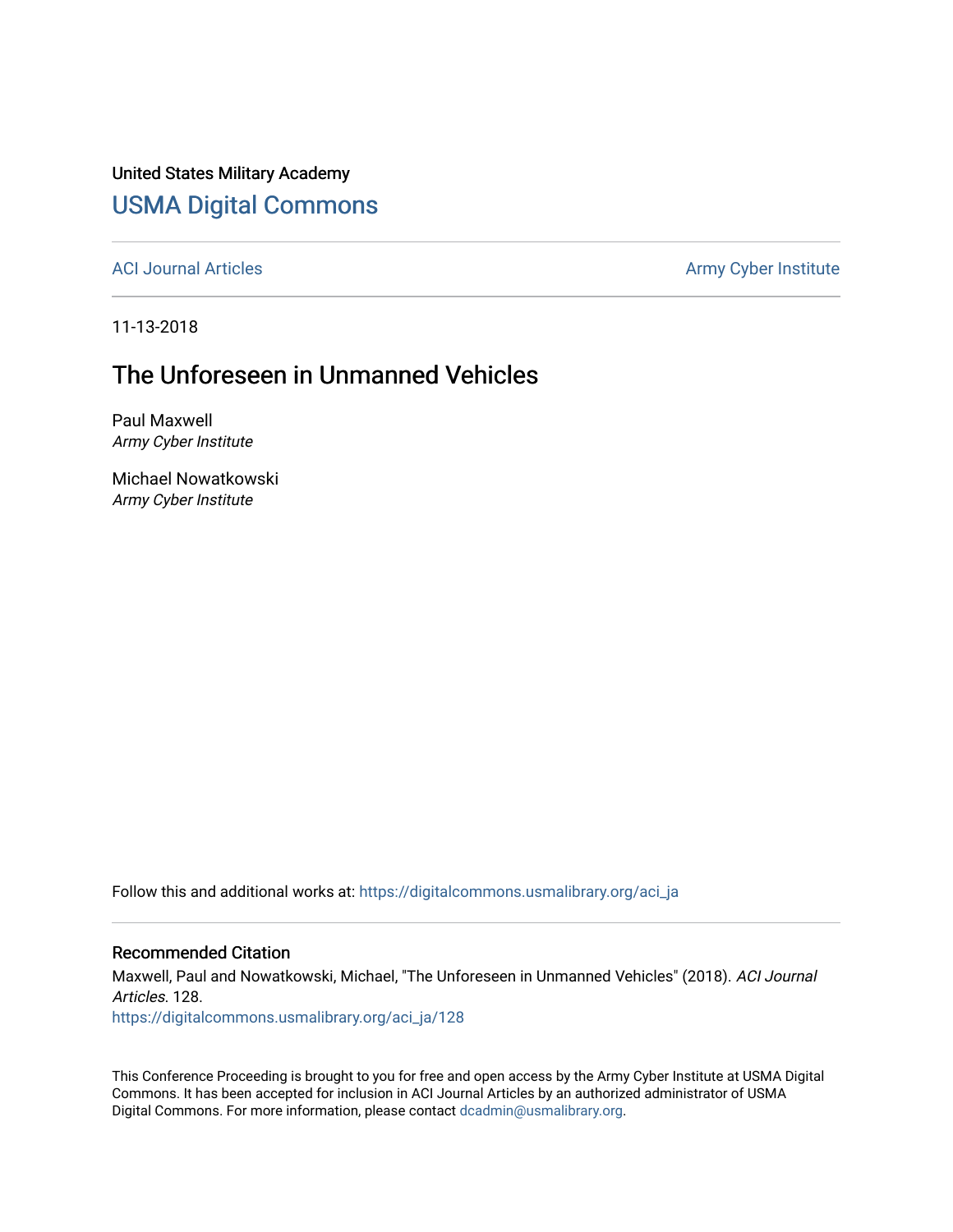United States Military Academy

# USMA Digital Commons

ACI Journal Articles

Army Cyber Institute

11-13-2018

## The Unforeseen in Unmanned Vehicles

Paul Maxwell
*Army Cyber Institute*

Michael Nowatkowski
*Army Cyber Institute*

Follow this and additional works at: https://digitalcommons.usmalibrary.org/aci_ja

### Recommended Citation

Maxwell, Paul and Nowatkowski, Michael, "The Unforeseen in Unmanned Vehicles" (2018). *ACI Journal Articles*. 128.
https://digitalcommons.usmalibrary.org/aci_ja/128

This Conference Proceeding is brought to you for free and open access by the Army Cyber Institute at USMA Digital Commons. It has been accepted for inclusion in ACI Journal Articles by an authorized administrator of USMA Digital Commons. For more information, please contact dcadmin@usmalibrary.org.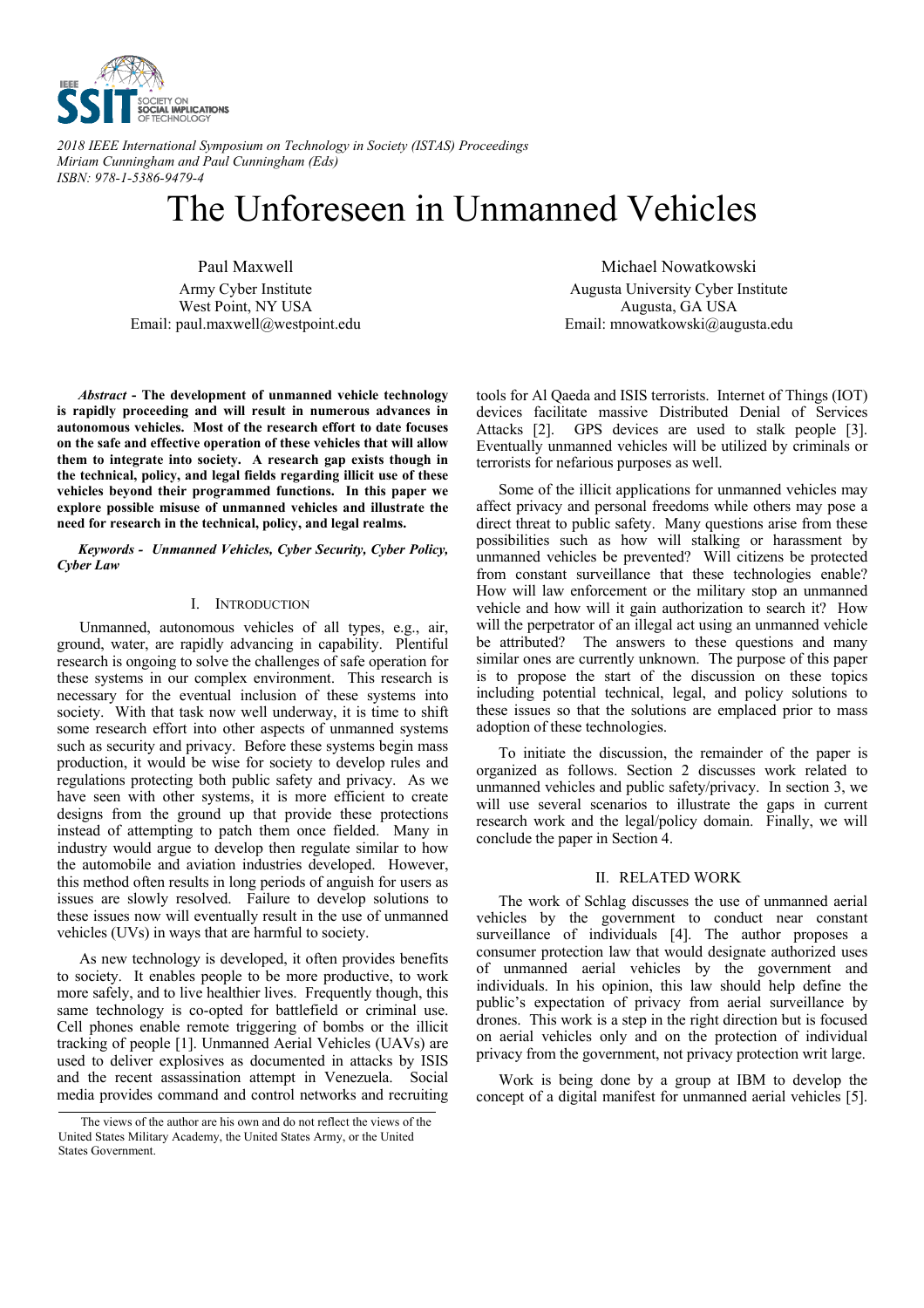2018 IEEE International Symposium on Technology in Society (ISTAS) Proceedings
Miriam Cunningham and Paul Cunningham (Eds)
ISBN: 978-1-5386-9479-4

# The Unforeseen in Unmanned Vehicles

Paul Maxwell
Army Cyber Institute
West Point, NY USA
Email: paul.maxwell@westpoint.edu

Michael Nowatkowski
Augusta University Cyber Institute
Augusta, GA USA
Email: mnowatkowski@augusta.edu

***Abstract* - The development of unmanned vehicle technology is rapidly proceeding and will result in numerous advances in autonomous vehicles. Most of the research effort to date focuses on the safe and effective operation of these vehicles that will allow them to integrate into society. A research gap exists though in the technical, policy, and legal fields regarding illicit use of these vehicles beyond their programmed functions. In this paper we explore possible misuse of unmanned vehicles and illustrate the need for research in the technical, policy, and legal realms.**

***Keywords - Unmanned Vehicles, Cyber Security, Cyber Policy, Cyber Law***

## I. Introduction

Unmanned, autonomous vehicles of all types, e.g., air, ground, water, are rapidly advancing in capability. Plentiful research is ongoing to solve the challenges of safe operation for these systems in our complex environment. This research is necessary for the eventual inclusion of these systems into society. With that task now well underway, it is time to shift some research effort into other aspects of unmanned systems such as security and privacy. Before these systems begin mass production, it would be wise for society to develop rules and regulations protecting both public safety and privacy. As we have seen with other systems, it is more efficient to create designs from the ground up that provide these protections instead of attempting to patch them once fielded. Many in industry would argue to develop then regulate similar to how the automobile and aviation industries developed. However, this method often results in long periods of anguish for users as issues are slowly resolved. Failure to develop solutions to these issues now will eventually result in the use of unmanned vehicles (UVs) in ways that are harmful to society.

As new technology is developed, it often provides benefits to society. It enables people to be more productive, to work more safely, and to live healthier lives. Frequently though, this same technology is co-opted for battlefield or criminal use. Cell phones enable remote triggering of bombs or the illicit tracking of people [1]. Unmanned Aerial Vehicles (UAVs) are used to deliver explosives as documented in attacks by ISIS and the recent assassination attempt in Venezuela. Social media provides command and control networks and recruiting tools for Al Qaeda and ISIS terrorists. Internet of Things (IOT) devices facilitate massive Distributed Denial of Services Attacks [2]. GPS devices are used to stalk people [3]. Eventually unmanned vehicles will be utilized by criminals or terrorists for nefarious purposes as well.

Some of the illicit applications for unmanned vehicles may affect privacy and personal freedoms while others may pose a direct threat to public safety. Many questions arise from these possibilities such as how will stalking or harassment by unmanned vehicles be prevented? Will citizens be protected from constant surveillance that these technologies enable? How will law enforcement or the military stop an unmanned vehicle and how will it gain authorization to search it? How will the perpetrator of an illegal act using an unmanned vehicle be attributed? The answers to these questions and many similar ones are currently unknown. The purpose of this paper is to propose the start of the discussion on these topics including potential technical, legal, and policy solutions to these issues so that the solutions are emplaced prior to mass adoption of these technologies.

To initiate the discussion, the remainder of the paper is organized as follows. Section 2 discusses work related to unmanned vehicles and public safety/privacy. In section 3, we will use several scenarios to illustrate the gaps in current research work and the legal/policy domain. Finally, we will conclude the paper in Section 4.

## II. Related Work

The work of Schlag discusses the use of unmanned aerial vehicles by the government to conduct near constant surveillance of individuals [4]. The author proposes a consumer protection law that would designate authorized uses of unmanned aerial vehicles by the government and individuals. In his opinion, this law should help define the public's expectation of privacy from aerial surveillance by drones. This work is a step in the right direction but is focused on aerial vehicles only and on the protection of individual privacy from the government, not privacy protection writ large.

Work is being done by a group at IBM to develop the concept of a digital manifest for unmanned aerial vehicles [5].

The views of the author are his own and do not reflect the views of the United States Military Academy, the United States Army, or the United States Government.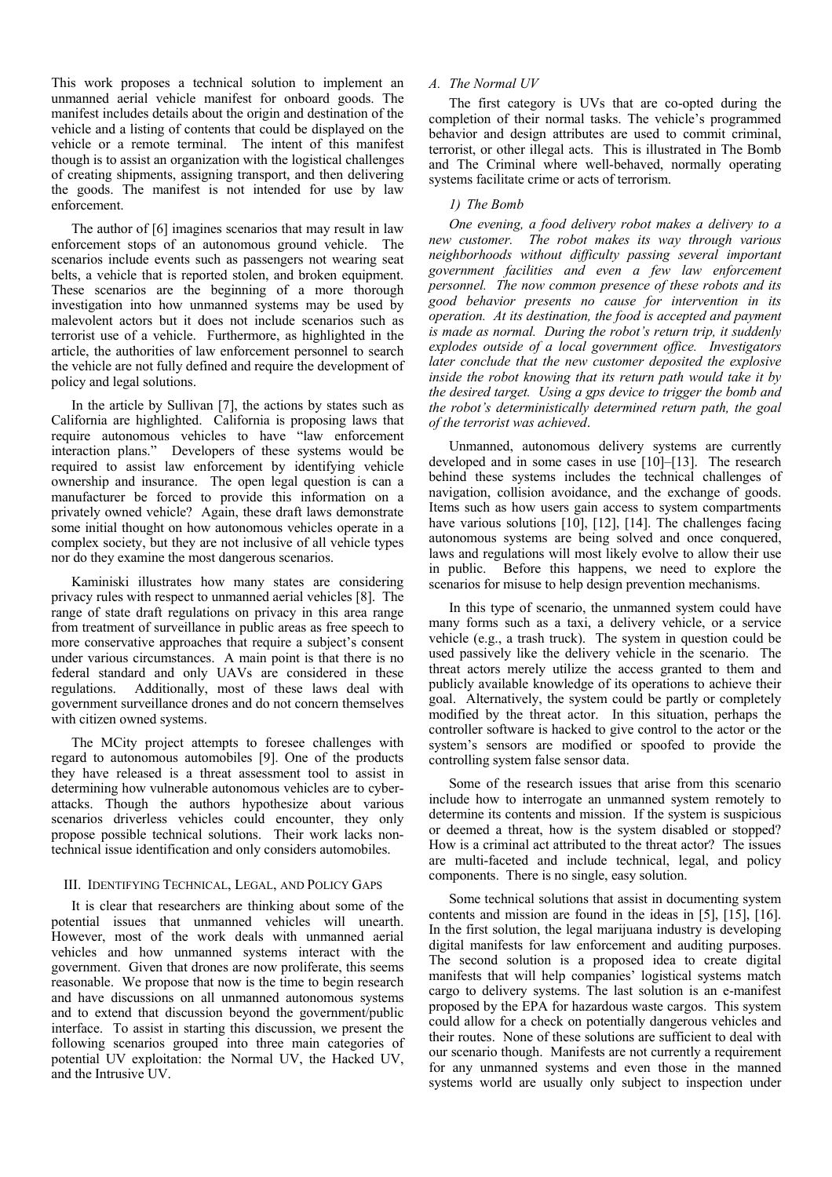This work proposes a technical solution to implement an unmanned aerial vehicle manifest for onboard goods. The manifest includes details about the origin and destination of the vehicle and a listing of contents that could be displayed on the vehicle or a remote terminal. The intent of this manifest though is to assist an organization with the logistical challenges of creating shipments, assigning transport, and then delivering the goods. The manifest is not intended for use by law enforcement.

The author of [6] imagines scenarios that may result in law enforcement stops of an autonomous ground vehicle. The scenarios include events such as passengers not wearing seat belts, a vehicle that is reported stolen, and broken equipment. These scenarios are the beginning of a more thorough investigation into how unmanned systems may be used by malevolent actors but it does not include scenarios such as terrorist use of a vehicle. Furthermore, as highlighted in the article, the authorities of law enforcement personnel to search the vehicle are not fully defined and require the development of policy and legal solutions.

In the article by Sullivan [7], the actions by states such as California are highlighted. California is proposing laws that require autonomous vehicles to have "law enforcement interaction plans." Developers of these systems would be required to assist law enforcement by identifying vehicle ownership and insurance. The open legal question is can a manufacturer be forced to provide this information on a privately owned vehicle? Again, these draft laws demonstrate some initial thought on how autonomous vehicles operate in a complex society, but they are not inclusive of all vehicle types nor do they examine the most dangerous scenarios.

Kaminiski illustrates how many states are considering privacy rules with respect to unmanned aerial vehicles [8]. The range of state draft regulations on privacy in this area range from treatment of surveillance in public areas as free speech to more conservative approaches that require a subject's consent under various circumstances. A main point is that there is no federal standard and only UAVs are considered in these regulations. Additionally, most of these laws deal with government surveillance drones and do not concern themselves with citizen owned systems.

The MCity project attempts to foresee challenges with regard to autonomous automobiles [9]. One of the products they have released is a threat assessment tool to assist in determining how vulnerable autonomous vehicles are to cyber-attacks. Though the authors hypothesize about various scenarios driverless vehicles could encounter, they only propose possible technical solutions. Their work lacks non-technical issue identification and only considers automobiles.

## III. Identifying Technical, Legal, and Policy Gaps

It is clear that researchers are thinking about some of the potential issues that unmanned vehicles will unearth. However, most of the work deals with unmanned aerial vehicles and how unmanned systems interact with the government. Given that drones are now proliferate, this seems reasonable. We propose that now is the time to begin research and have discussions on all unmanned autonomous systems and to extend that discussion beyond the government/public interface. To assist in starting this discussion, we present the following scenarios grouped into three main categories of potential UV exploitation: the Normal UV, the Hacked UV, and the Intrusive UV.

### A. The Normal UV

The first category is UVs that are co-opted during the completion of their normal tasks. The vehicle's programmed behavior and design attributes are used to commit criminal, terrorist, or other illegal acts. This is illustrated in The Bomb and The Criminal where well-behaved, normally operating systems facilitate crime or acts of terrorism.

#### 1) The Bomb

*One evening, a food delivery robot makes a delivery to a new customer. The robot makes its way through various neighborhoods without difficulty passing several important government facilities and even a few law enforcement personnel. The now common presence of these robots and its good behavior presents no cause for intervention in its operation. At its destination, the food is accepted and payment is made as normal. During the robot's return trip, it suddenly explodes outside of a local government office. Investigators later conclude that the new customer deposited the explosive inside the robot knowing that its return path would take it by the desired target. Using a gps device to trigger the bomb and the robot's deterministically determined return path, the goal of the terrorist was achieved.*

Unmanned, autonomous delivery systems are currently developed and in some cases in use [10]–[13]. The research behind these systems includes the technical challenges of navigation, collision avoidance, and the exchange of goods. Items such as how users gain access to system compartments have various solutions [10], [12], [14]. The challenges facing autonomous systems are being solved and once conquered, laws and regulations will most likely evolve to allow their use in public. Before this happens, we need to explore the scenarios for misuse to help design prevention mechanisms.

In this type of scenario, the unmanned system could have many forms such as a taxi, a delivery vehicle, or a service vehicle (e.g., a trash truck). The system in question could be used passively like the delivery vehicle in the scenario. The threat actors merely utilize the access granted to them and publicly available knowledge of its operations to achieve their goal. Alternatively, the system could be partly or completely modified by the threat actor. In this situation, perhaps the controller software is hacked to give control to the actor or the system's sensors are modified or spoofed to provide the controlling system false sensor data.

Some of the research issues that arise from this scenario include how to interrogate an unmanned system remotely to determine its contents and mission. If the system is suspicious or deemed a threat, how is the system disabled or stopped? How is a criminal act attributed to the threat actor? The issues are multi-faceted and include technical, legal, and policy components. There is no single, easy solution.

Some technical solutions that assist in documenting system contents and mission are found in the ideas in [5], [15], [16]. In the first solution, the legal marijuana industry is developing digital manifests for law enforcement and auditing purposes. The second solution is a proposed idea to create digital manifests that will help companies' logistical systems match cargo to delivery systems. The last solution is an e-manifest proposed by the EPA for hazardous waste cargos. This system could allow for a check on potentially dangerous vehicles and their routes. None of these solutions are sufficient to deal with our scenario though. Manifests are not currently a requirement for any unmanned systems and even those in the manned systems world are usually only subject to inspection under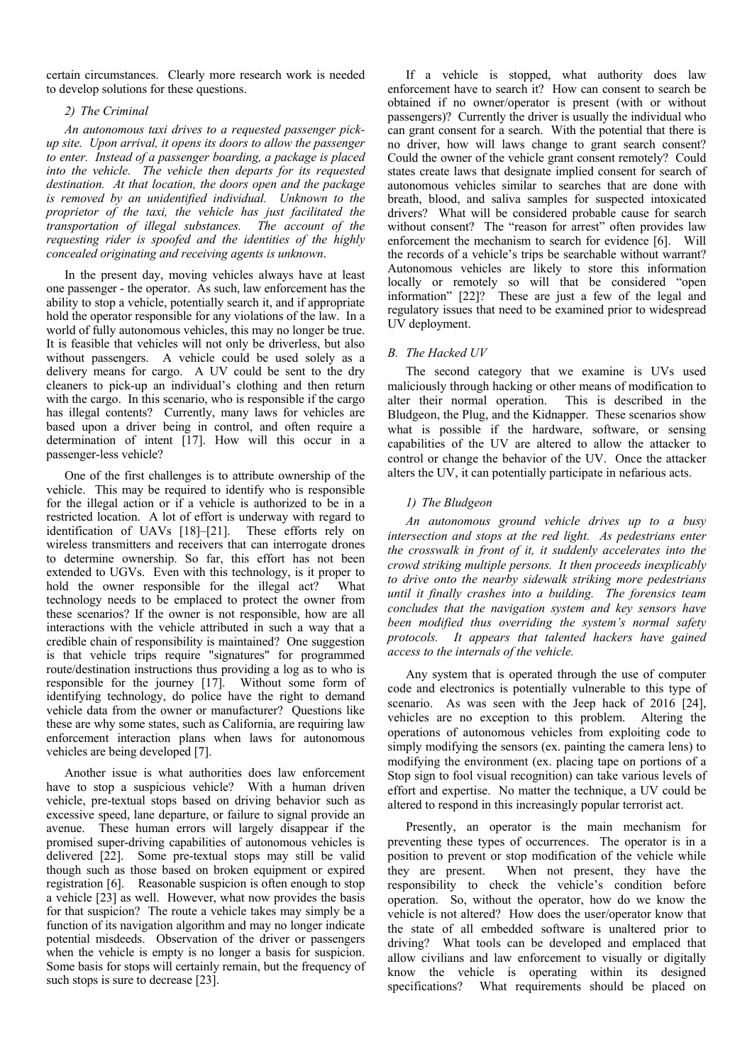certain circumstances. Clearly more research work is needed to develop solutions for these questions.

#### 2) The Criminal

*An autonomous taxi drives to a requested passenger pick-up site. Upon arrival, it opens its doors to allow the passenger to enter. Instead of a passenger boarding, a package is placed into the vehicle. The vehicle then departs for its requested destination. At that location, the doors open and the package is removed by an unidentified individual. Unknown to the proprietor of the taxi, the vehicle has just facilitated the transportation of illegal substances. The account of the requesting rider is spoofed and the identities of the highly concealed originating and receiving agents is unknown.*

In the present day, moving vehicles always have at least one passenger - the operator. As such, law enforcement has the ability to stop a vehicle, potentially search it, and if appropriate hold the operator responsible for any violations of the law. In a world of fully autonomous vehicles, this may no longer be true. It is feasible that vehicles will not only be driverless, but also without passengers. A vehicle could be used solely as a delivery means for cargo. A UV could be sent to the dry cleaners to pick-up an individual's clothing and then return with the cargo. In this scenario, who is responsible if the cargo has illegal contents? Currently, many laws for vehicles are based upon a driver being in control, and often require a determination of intent [17]. How will this occur in a passenger-less vehicle?

One of the first challenges is to attribute ownership of the vehicle. This may be required to identify who is responsible for the illegal action or if a vehicle is authorized to be in a restricted location. A lot of effort is underway with regard to identification of UAVs [18]–[21]. These efforts rely on wireless transmitters and receivers that can interrogate drones to determine ownership. So far, this effort has not been extended to UGVs. Even with this technology, is it proper to hold the owner responsible for the illegal act? What technology needs to be emplaced to protect the owner from these scenarios? If the owner is not responsible, how are all interactions with the vehicle attributed in such a way that a credible chain of responsibility is maintained? One suggestion is that vehicle trips require "signatures" for programmed route/destination instructions thus providing a log as to who is responsible for the journey [17]. Without some form of identifying technology, do police have the right to demand vehicle data from the owner or manufacturer? Questions like these are why some states, such as California, are requiring law enforcement interaction plans when laws for autonomous vehicles are being developed [7].

Another issue is what authorities does law enforcement have to stop a suspicious vehicle? With a human driven vehicle, pre-textual stops based on driving behavior such as excessive speed, lane departure, or failure to signal provide an avenue. These human errors will largely disappear if the promised super-driving capabilities of autonomous vehicles is delivered [22]. Some pre-textual stops may still be valid though such as those based on broken equipment or expired registration [6]. Reasonable suspicion is often enough to stop a vehicle [23] as well. However, what now provides the basis for that suspicion? The route a vehicle takes may simply be a function of its navigation algorithm and may no longer indicate potential misdeeds. Observation of the driver or passengers when the vehicle is empty is no longer a basis for suspicion. Some basis for stops will certainly remain, but the frequency of such stops is sure to decrease [23].

If a vehicle is stopped, what authority does law enforcement have to search it? How can consent to search be obtained if no owner/operator is present (with or without passengers)? Currently the driver is usually the individual who can grant consent for a search. With the potential that there is no driver, how will laws change to grant search consent? Could the owner of the vehicle grant consent remotely? Could states create laws that designate implied consent for search of autonomous vehicles similar to searches that are done with breath, blood, and saliva samples for suspected intoxicated drivers? What will be considered probable cause for search without consent? The "reason for arrest" often provides law enforcement the mechanism to search for evidence [6]. Will the records of a vehicle's trips be searchable without warrant? Autonomous vehicles are likely to store this information locally or remotely so will that be considered "open information" [22]? These are just a few of the legal and regulatory issues that need to be examined prior to widespread UV deployment.

### B. The Hacked UV

The second category that we examine is UVs used maliciously through hacking or other means of modification to alter their normal operation. This is described in the Bludgeon, the Plug, and the Kidnapper. These scenarios show what is possible if the hardware, software, or sensing capabilities of the UV are altered to allow the attacker to control or change the behavior of the UV. Once the attacker alters the UV, it can potentially participate in nefarious acts.

#### 1) The Bludgeon

*An autonomous ground vehicle drives up to a busy intersection and stops at the red light. As pedestrians enter the crosswalk in front of it, it suddenly accelerates into the crowd striking multiple persons. It then proceeds inexplicably to drive onto the nearby sidewalk striking more pedestrians until it finally crashes into a building. The forensics team concludes that the navigation system and key sensors have been modified thus overriding the system's normal safety protocols. It appears that talented hackers have gained access to the internals of the vehicle.*

Any system that is operated through the use of computer code and electronics is potentially vulnerable to this type of scenario. As was seen with the Jeep hack of 2016 [24], vehicles are no exception to this problem. Altering the operations of autonomous vehicles from exploiting code to simply modifying the sensors (ex. painting the camera lens) to modifying the environment (ex. placing tape on portions of a Stop sign to fool visual recognition) can take various levels of effort and expertise. No matter the technique, a UV could be altered to respond in this increasingly popular terrorist act.

Presently, an operator is the main mechanism for preventing these types of occurrences. The operator is in a position to prevent or stop modification of the vehicle while they are present. When not present, they have the responsibility to check the vehicle's condition before operation. So, without the operator, how do we know the vehicle is not altered? How does the user/operator know that the state of all embedded software is unaltered prior to driving? What tools can be developed and emplaced that allow civilians and law enforcement to visually or digitally know the vehicle is operating within its designed specifications? What requirements should be placed on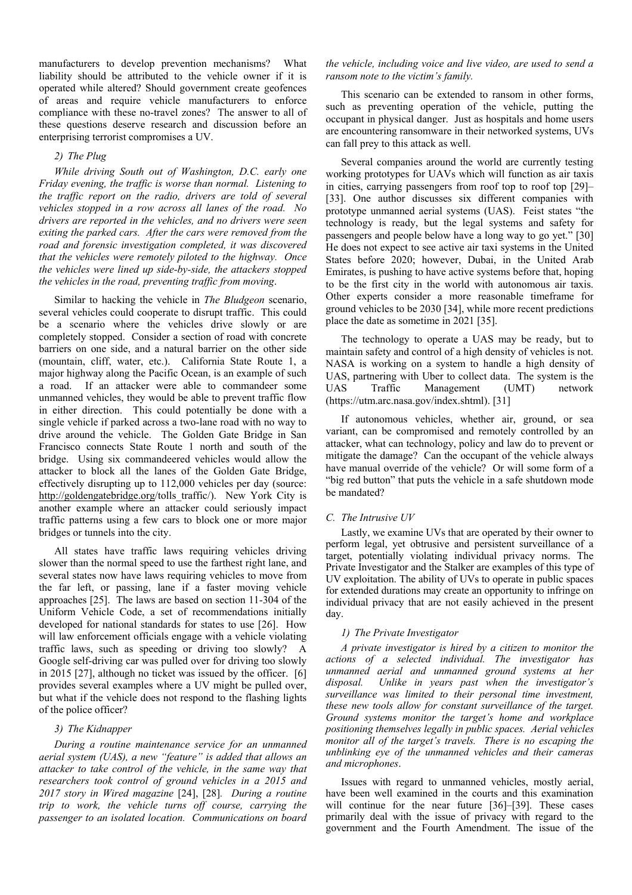manufacturers to develop prevention mechanisms? What liability should be attributed to the vehicle owner if it is operated while altered? Should government create geofences of areas and require vehicle manufacturers to enforce compliance with these no-travel zones? The answer to all of these questions deserve research and discussion before an enterprising terrorist compromises a UV.

#### 2) The Plug

*While driving South out of Washington, D.C. early one Friday evening, the traffic is worse than normal. Listening to the traffic report on the radio, drivers are told of several vehicles stopped in a row across all lanes of the road. No drivers are reported in the vehicles, and no drivers were seen exiting the parked cars. After the cars were removed from the road and forensic investigation completed, it was discovered that the vehicles were remotely piloted to the highway. Once the vehicles were lined up side-by-side, the attackers stopped the vehicles in the road, preventing traffic from moving.*

Similar to hacking the vehicle in *The Bludgeon* scenario, several vehicles could cooperate to disrupt traffic. This could be a scenario where the vehicles drive slowly or are completely stopped. Consider a section of road with concrete barriers on one side, and a natural barrier on the other side (mountain, cliff, water, etc.). California State Route 1, a major highway along the Pacific Ocean, is an example of such a road. If an attacker were able to commandeer some unmanned vehicles, they would be able to prevent traffic flow in either direction. This could potentially be done with a single vehicle if parked across a two-lane road with no way to drive around the vehicle. The Golden Gate Bridge in San Francisco connects State Route 1 north and south of the bridge. Using six commandeered vehicles would allow the attacker to block all the lanes of the Golden Gate Bridge, effectively disrupting up to 112,000 vehicles per day (source: http://goldengatebridge.org/tolls_traffic/). New York City is another example where an attacker could seriously impact traffic patterns using a few cars to block one or more major bridges or tunnels into the city.

All states have traffic laws requiring vehicles driving slower than the normal speed to use the farthest right lane, and several states now have laws requiring vehicles to move from the far left, or passing, lane if a faster moving vehicle approaches [25]. The laws are based on section 11-304 of the Uniform Vehicle Code, a set of recommendations initially developed for national standards for states to use [26]. How will law enforcement officials engage with a vehicle violating traffic laws, such as speeding or driving too slowly? A Google self-driving car was pulled over for driving too slowly in 2015 [27], although no ticket was issued by the officer. [6] provides several examples where a UV might be pulled over, but what if the vehicle does not respond to the flashing lights of the police officer?

#### 3) The Kidnapper

*During a routine maintenance service for an unmanned aerial system (UAS), a new "feature" is added that allows an attacker to take control of the vehicle, in the same way that researchers took control of ground vehicles in a 2015 and 2017 story in Wired magazine* [24], [28]*. During a routine trip to work, the vehicle turns off course, carrying the passenger to an isolated location. Communications on board the vehicle, including voice and live video, are used to send a ransom note to the victim's family.*

This scenario can be extended to ransom in other forms, such as preventing operation of the vehicle, putting the occupant in physical danger. Just as hospitals and home users are encountering ransomware in their networked systems, UVs can fall prey to this attack as well.

Several companies around the world are currently testing working prototypes for UAVs which will function as air taxis in cities, carrying passengers from roof top to roof top [29]–[33]. One author discusses six different companies with prototype unmanned aerial systems (UAS). Feist states "the technology is ready, but the legal systems and safety for passengers and people below have a long way to go yet." [30] He does not expect to see active air taxi systems in the United States before 2020; however, Dubai, in the United Arab Emirates, is pushing to have active systems before that, hoping to be the first city in the world with autonomous air taxis. Other experts consider a more reasonable timeframe for ground vehicles to be 2030 [34], while more recent predictions place the date as sometime in 2021 [35].

The technology to operate a UAS may be ready, but to maintain safety and control of a high density of vehicles is not. NASA is working on a system to handle a high density of UAS, partnering with Uber to collect data. The system is the UAS Traffic Management (UMT) network (https://utm.arc.nasa.gov/index.shtml). [31]

If autonomous vehicles, whether air, ground, or sea variant, can be compromised and remotely controlled by an attacker, what can technology, policy and law do to prevent or mitigate the damage? Can the occupant of the vehicle always have manual override of the vehicle? Or will some form of a "big red button" that puts the vehicle in a safe shutdown mode be mandated?

### C. The Intrusive UV

Lastly, we examine UVs that are operated by their owner to perform legal, yet obtrusive and persistent surveillance of a target, potentially violating individual privacy norms. The Private Investigator and the Stalker are examples of this type of UV exploitation. The ability of UVs to operate in public spaces for extended durations may create an opportunity to infringe on individual privacy that are not easily achieved in the present day.

#### 1) The Private Investigator

*A private investigator is hired by a citizen to monitor the actions of a selected individual. The investigator has unmanned aerial and unmanned ground systems at her disposal. Unlike in years past when the investigator's surveillance was limited to their personal time investment, these new tools allow for constant surveillance of the target. Ground systems monitor the target's home and workplace positioning themselves legally in public spaces. Aerial vehicles monitor all of the target's travels. There is no escaping the unblinking eye of the unmanned vehicles and their cameras and microphones.*

Issues with regard to unmanned vehicles, mostly aerial, have been well examined in the courts and this examination will continue for the near future [36]–[39]. These cases primarily deal with the issue of privacy with regard to the government and the Fourth Amendment. The issue of the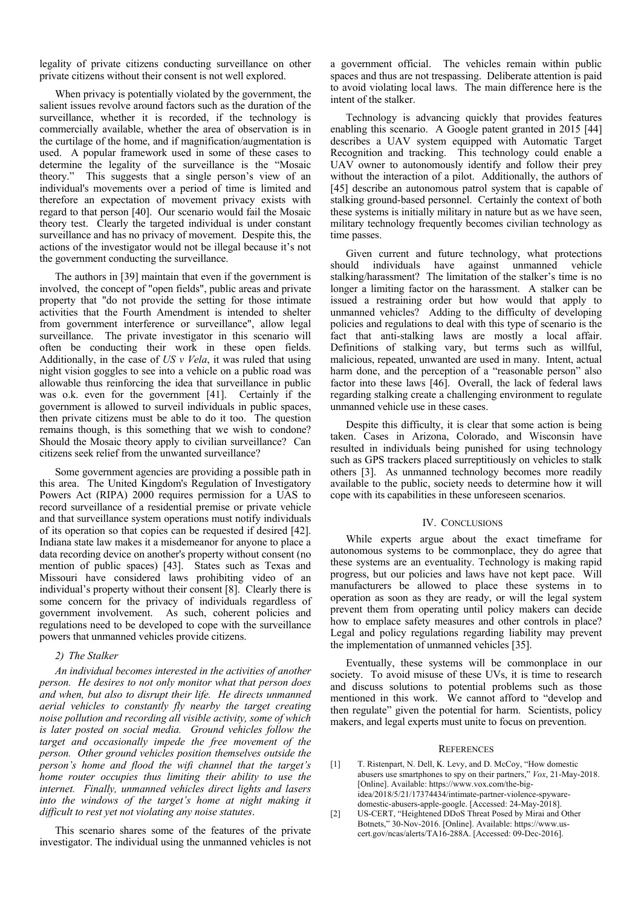legality of private citizens conducting surveillance on other private citizens without their consent is not well explored.

When privacy is potentially violated by the government, the salient issues revolve around factors such as the duration of the surveillance, whether it is recorded, if the technology is commercially available, whether the area of observation is in the curtilage of the home, and if magnification/augmentation is used. A popular framework used in some of these cases to determine the legality of the surveillance is the "Mosaic theory." This suggests that a single person's view of an individual's movements over a period of time is limited and therefore an expectation of movement privacy exists with regard to that person [40]. Our scenario would fail the Mosaic theory test. Clearly the targeted individual is under constant surveillance and has no privacy of movement. Despite this, the actions of the investigator would not be illegal because it's not the government conducting the surveillance.

The authors in [39] maintain that even if the government is involved, the concept of "open fields", public areas and private property that "do not provide the setting for those intimate activities that the Fourth Amendment is intended to shelter from government interference or surveillance", allow legal surveillance. The private investigator in this scenario will often be conducting their work in these open fields. Additionally, in the case of *US v Vela*, it was ruled that using night vision goggles to see into a vehicle on a public road was allowable thus reinforcing the idea that surveillance in public was o.k. even for the government [41]. Certainly if the government is allowed to surveil individuals in public spaces, then private citizens must be able to do it too. The question remains though, is this something that we wish to condone? Should the Mosaic theory apply to civilian surveillance? Can citizens seek relief from the unwanted surveillance?

Some government agencies are providing a possible path in this area. The United Kingdom's Regulation of Investigatory Powers Act (RIPA) 2000 requires permission for a UAS to record surveillance of a residential premise or private vehicle and that surveillance system operations must notify individuals of its operation so that copies can be requested if desired [42]. Indiana state law makes it a misdemeanor for anyone to place a data recording device on another's property without consent (no mention of public spaces) [43]. States such as Texas and Missouri have considered laws prohibiting video of an individual's property without their consent [8]. Clearly there is some concern for the privacy of individuals regardless of government involvement. As such, coherent policies and regulations need to be developed to cope with the surveillance powers that unmanned vehicles provide citizens.

#### *2) The Stalker*

*An individual becomes interested in the activities of another person. He desires to not only monitor what that person does and when, but also to disrupt their life. He directs unmanned aerial vehicles to constantly fly nearby the target creating noise pollution and recording all visible activity, some of which is later posted on social media. Ground vehicles follow the target and occasionally impede the free movement of the person. Other ground vehicles position themselves outside the person's home and flood the wifi channel that the target's home router occupies thus limiting their ability to use the internet. Finally, unmanned vehicles direct lights and lasers into the windows of the target's home at night making it difficult to rest yet not violating any noise statutes*.

This scenario shares some of the features of the private investigator. The individual using the unmanned vehicles is not a government official. The vehicles remain within public spaces and thus are not trespassing. Deliberate attention is paid to avoid violating local laws. The main difference here is the intent of the stalker.

Technology is advancing quickly that provides features enabling this scenario. A Google patent granted in 2015 [44] describes a UAV system equipped with Automatic Target Recognition and tracking. This technology could enable a UAV owner to autonomously identify and follow their prey without the interaction of a pilot. Additionally, the authors of [45] describe an autonomous patrol system that is capable of stalking ground-based personnel. Certainly the context of both these systems is initially military in nature but as we have seen, military technology frequently becomes civilian technology as time passes.

Given current and future technology, what protections should individuals have against unmanned vehicle stalking/harassment? The limitation of the stalker's time is no longer a limiting factor on the harassment. A stalker can be issued a restraining order but how would that apply to unmanned vehicles? Adding to the difficulty of developing policies and regulations to deal with this type of scenario is the fact that anti-stalking laws are mostly a local affair. Definitions of stalking vary, but terms such as willful, malicious, repeated, unwanted are used in many. Intent, actual harm done, and the perception of a "reasonable person" also factor into these laws [46]. Overall, the lack of federal laws regarding stalking create a challenging environment to regulate unmanned vehicle use in these cases.

Despite this difficulty, it is clear that some action is being taken. Cases in Arizona, Colorado, and Wisconsin have resulted in individuals being punished for using technology such as GPS trackers placed surreptitiously on vehicles to stalk others [3]. As unmanned technology becomes more readily available to the public, society needs to determine how it will cope with its capabilities in these unforeseen scenarios.

## IV. Conclusions

While experts argue about the exact timeframe for autonomous systems to be commonplace, they do agree that these systems are an eventuality. Technology is making rapid progress, but our policies and laws have not kept pace. Will manufacturers be allowed to place these systems in to operation as soon as they are ready, or will the legal system prevent them from operating until policy makers can decide how to emplace safety measures and other controls in place? Legal and policy regulations regarding liability may prevent the implementation of unmanned vehicles [35].

Eventually, these systems will be commonplace in our society. To avoid misuse of these UVs, it is time to research and discuss solutions to potential problems such as those mentioned in this work. We cannot afford to "develop and then regulate" given the potential for harm. Scientists, policy makers, and legal experts must unite to focus on prevention.

## References

[1] T. Ristenpart, N. Dell, K. Levy, and D. McCoy, "How domestic abusers use smartphones to spy on their partners," *Vox*, 21-May-2018. [Online]. Available: https://www.vox.com/the-big-idea/2018/5/21/17374434/intimate-partner-violence-spyware-domestic-abusers-apple-google. [Accessed: 24-May-2018].

[2] US-CERT, "Heightened DDoS Threat Posed by Mirai and Other Botnets," 30-Nov-2016. [Online]. Available: https://www.us-cert.gov/ncas/alerts/TA16-288A. [Accessed: 09-Dec-2016].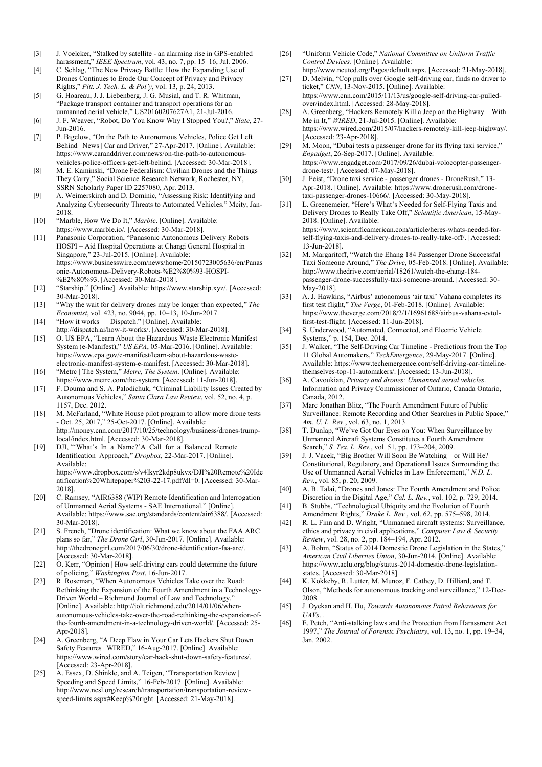[3] J. Voelcker, "Stalked by satellite - an alarming rise in GPS-enabled harassment," *IEEE Spectrum*, vol. 43, no. 7, pp. 15–16, Jul. 2006.

[4] C. Schlag, "The New Privacy Battle: How the Expanding Use of Drones Continues to Erode Our Concept of Privacy and Privacy Rights," *Pitt. J. Tech. L. & Pol'y*, vol. 13, p. 24, 2013.

[5] G. Hoareau, J. J. Liebenberg, J. G. Musial, and T. R. Whitman, "Package transport container and transport operations for an unmanned aerial vehicle," US20160207627A1, 21-Jul-2016.

[6] J. F. Weaver, "Robot, Do You Know Why I Stopped You?," *Slate*, 27-Jun-2016.

[7] P. Bigelow, "On the Path to Autonomous Vehicles, Police Get Left Behind | News | Car and Driver," 27-Apr-2017. [Online]. Available: https://www.caranddriver.com/news/on-the-path-to-autonomous-vehicles-police-officers-get-left-behind. [Accessed: 30-Mar-2018].

[8] M. E. Kaminski, "Drone Federalism: Civilian Drones and the Things They Carry," Social Science Research Network, Rochester, NY, SSRN Scholarly Paper ID 2257080, Apr. 2013.

[9] A. Weimerskirch and D. Dominic, "Assessing Risk: Identifying and Analyzing Cybersecurity Threats to Automated Vehicles." Mcity, Jan-2018.

[10] "Marble, How We Do It," *Marble*. [Online]. Available: https://www.marble.io/. [Accessed: 30-Mar-2018].

[11] Panasonic Corporation, "Panasonic Autonomous Delivery Robots – HOSPI – Aid Hospital Operations at Changi General Hospital in Singapore," 23-Jul-2015. [Online]. Available: https://www.businesswire.com/news/home/20150723005636/en/Panasonic-Autonomous-Delivery-Robots-%E2%80%93-HOSPI-%E2%80%93. [Accessed: 30-Mar-2018].

[12] "Starship." [Online]. Available: https://www.starship.xyz/. [Accessed: 30-Mar-2018].

[13] "Why the wait for delivery drones may be longer than expected," *The Economist*, vol. 423, no. 9044, pp. 10–13, 10-Jun-2017.

[14] "How it works — Dispatch." [Online]. Available: http://dispatch.ai/how-it-works/. [Accessed: 30-Mar-2018].

[15] O. US EPA, "Learn About the Hazardous Waste Electronic Manifest System (e-Manifest)," *US EPA*, 05-Mar-2016. [Online]. Available: https://www.epa.gov/e-manifest/learn-about-hazardous-waste-electronic-manifest-system-e-manifest. [Accessed: 30-Mar-2018].

[16] "Metrc | The System," *Metrc, The System*. [Online]. Available: https://www.metrc.com/the-system. [Accessed: 11-Jun-2018].

[17] F. Douma and S. A. Palodichuk, "Criminal Liability Issues Created by Autonomous Vehicles," *Santa Clara Law Review*, vol. 52, no. 4, p. 1157, Dec. 2012.

[18] M. McFarland, "White House pilot program to allow more drone tests - Oct. 25, 2017," 25-Oct-2017. [Online]. Available: http://money.cnn.com/2017/10/25/technology/business/drones-trump-local/index.html. [Accessed: 30-Mar-2018].

[19] DJI, "'What's In a Name?'A Call for a Balanced Remote Identification Approach," *Dropbox*, 22-Mar-2017. [Online]. Available: https://www.dropbox.com/s/v4lkyr2kdp8ukvx/DJI%20Remote%20Identification%20Whitepaper%203-22-17.pdf?dl=0. [Accessed: 30-Mar-2018].

[20] C. Ramsey, "AIR6388 (WIP) Remote Identification and Interrogation of Unmanned Aerial Systems - SAE International." [Online]. Available: https://www.sae.org/standards/content/air6388/. [Accessed: 30-Mar-2018].

[21] S. French, "Drone identification: What we know about the FAA ARC plans so far," *The Drone Girl*, 30-Jun-2017. [Online]. Available: http://thedronegirl.com/2017/06/30/drone-identification-faa-arc/. [Accessed: 30-Mar-2018].

[22] O. Kerr, "Opinion | How self-driving cars could determine the future of policing," *Washington Post*, 16-Jun-2017.

[23] R. Roseman, "When Autonomous Vehicles Take over the Road: Rethinking the Expansion of the Fourth Amendment in a Technology-Driven World – Richmond Journal of Law and Technology." [Online]. Available: http://jolt.richmond.edu/2014/01/06/when-autonomous-vehicles-take-over-the-road-rethinking-the-expansion-of-the-fourth-amendment-in-a-technology-driven-world/. [Accessed: 25-Apr-2018].

[24] A. Greenberg, "A Deep Flaw in Your Car Lets Hackers Shut Down Safety Features | WIRED," 16-Aug-2017. [Online]. Available: https://www.wired.com/story/car-hack-shut-down-safety-features/. [Accessed: 23-Apr-2018].

[25] A. Essex, D. Shinkle, and A. Teigen, "Transportation Review | Speeding and Speed Limits," 16-Feb-2017. [Online]. Available: http://www.ncsl.org/research/transportation/transportation-review-speed-limits.aspx#Keep%20right. [Accessed: 21-May-2018].

[26] "Uniform Vehicle Code," *National Committee on Uniform Traffic Control Devices*. [Online]. Available: http://www.ncutcd.org/Pages/default.aspx. [Accessed: 21-May-2018].

[27] D. Melvin, "Cop pulls over Google self-driving car, finds no driver to ticket," *CNN*, 13-Nov-2015. [Online]. Available: https://www.cnn.com/2015/11/13/us/google-self-driving-car-pulled-over/index.html. [Accessed: 28-May-2018].

[28] A. Greenberg, "Hackers Remotely Kill a Jeep on the Highway—With Me in It," *WIRED*, 21-Jul-2015. [Online]. Available: https://www.wired.com/2015/07/hackers-remotely-kill-jeep-highway/. [Accessed: 23-Apr-2018].

[29] M. Moon, "Dubai tests a passenger drone for its flying taxi service," *Engadget*, 26-Sep-2017. [Online]. Available: https://www.engadget.com/2017/09/26/dubai-volocopter-passenger-drone-test/. [Accessed: 07-May-2018].

[30] J. Feist, "Drone taxi service - passenger drones - DroneRush," 13-Apr-2018. [Online]. Available: https://www.dronerush.com/drone-taxi-passenger-drones-10666/. [Accessed: 30-May-2018].

[31] L. Greenemeier, "Here's What's Needed for Self-Flying Taxis and Delivery Drones to Really Take Off," *Scientific American*, 15-May-2018. [Online]. Available: https://www.scientificamerican.com/article/heres-whats-needed-for-self-flying-taxis-and-delivery-drones-to-really-take-off/. [Accessed: 13-Jun-2018].

[32] M. Margaritoff, "Watch the Ehang 184 Passenger Drone Successful Taxi Someone Around," *The Drive*, 05-Feb-2018. [Online]. Available: http://www.thedrive.com/aerial/18261/watch-the-ehang-184-passenger-drone-successfully-taxi-someone-around. [Accessed: 30-May-2018].

[33] A. J. Hawkins, "Airbus' autonomous 'air taxi' Vahana completes its first test flight," *The Verge*, 01-Feb-2018. [Online]. Available: https://www.theverge.com/2018/2/1/16961688/airbus-vahana-evtol-first-test-flight. [Accessed: 11-Jun-2018].

[34] S. Underwood, "Automated, Connected, and Electric Vehicle Systems," p. 154, Dec. 2014.

[35] J. Walker, "The Self-Driving Car Timeline - Predictions from the Top 11 Global Automakers," *TechEmergence*, 29-May-2017. [Online]. Available: https://www.techemergence.com/self-driving-car-timeline-themselves-top-11-automakers/. [Accessed: 13-Jun-2018].

[36] A. Cavoukian, *Privacy and drones: Unmanned aerial vehicles*. Information and Privacy Commissioner of Ontario, Canada Ontario, Canada, 2012.

[37] Marc Jonathan Blitz, "The Fourth Amendment Future of Public Surveillance: Remote Recording and Other Searches in Public Space," *Am. U. L. Rev.*, vol. 63, no. 1, 2013.

[38] T. Dunlap, "We've Got Our Eyes on You: When Surveillance by Unmanned Aircraft Systems Constitutes a Fourth Amendment Search," *S. Tex. L. Rev.*, vol. 51, pp. 173–204, 2009.

[39] J. J. Vacek, "Big Brother Will Soon Be Watching—or Will He? Constitutional, Regulatory, and Operational Issues Surrounding the Use of Unmanned Aerial Vehicles in Law Enforcement," *N.D. L. Rev.*, vol. 85, p. 20, 2009.

[40] A. B. Talai, "Drones and Jones: The Fourth Amendment and Police Discretion in the Digital Age," *Cal. L. Rev.*, vol. 102, p. 729, 2014.

[41] B. Stubbs, "Technological Ubiquity and the Evolution of Fourth Amendment Rights," *Drake L. Rev.*, vol. 62, pp. 575–598, 2014.

[42] R. L. Finn and D. Wright, "Unmanned aircraft systems: Surveillance, ethics and privacy in civil applications," *Computer Law & Security Review*, vol. 28, no. 2, pp. 184–194, Apr. 2012.

[43] A. Bohm, "Status of 2014 Domestic Drone Legislation in the States," *American Civil Liberties Union*, 30-Jun-2014. [Online]. Available: https://www.aclu.org/blog/status-2014-domestic-drone-legislation-states. [Accessed: 30-Mar-2018].

[44] K. Kokkeby, R. Lutter, M. Munoz, F. Cathey, D. Hilliard, and T. Olson, "Methods for autonomous tracking and surveillance," 12-Dec-2008.

[45] J. Oyekan and H. Hu, *Towards Autonomous Patrol Behaviours for UAVs*. .

[46] E. Petch, "Anti-stalking laws and the Protection from Harassment Act 1997," *The Journal of Forensic Psychiatry*, vol. 13, no. 1, pp. 19–34, Jan. 2002.